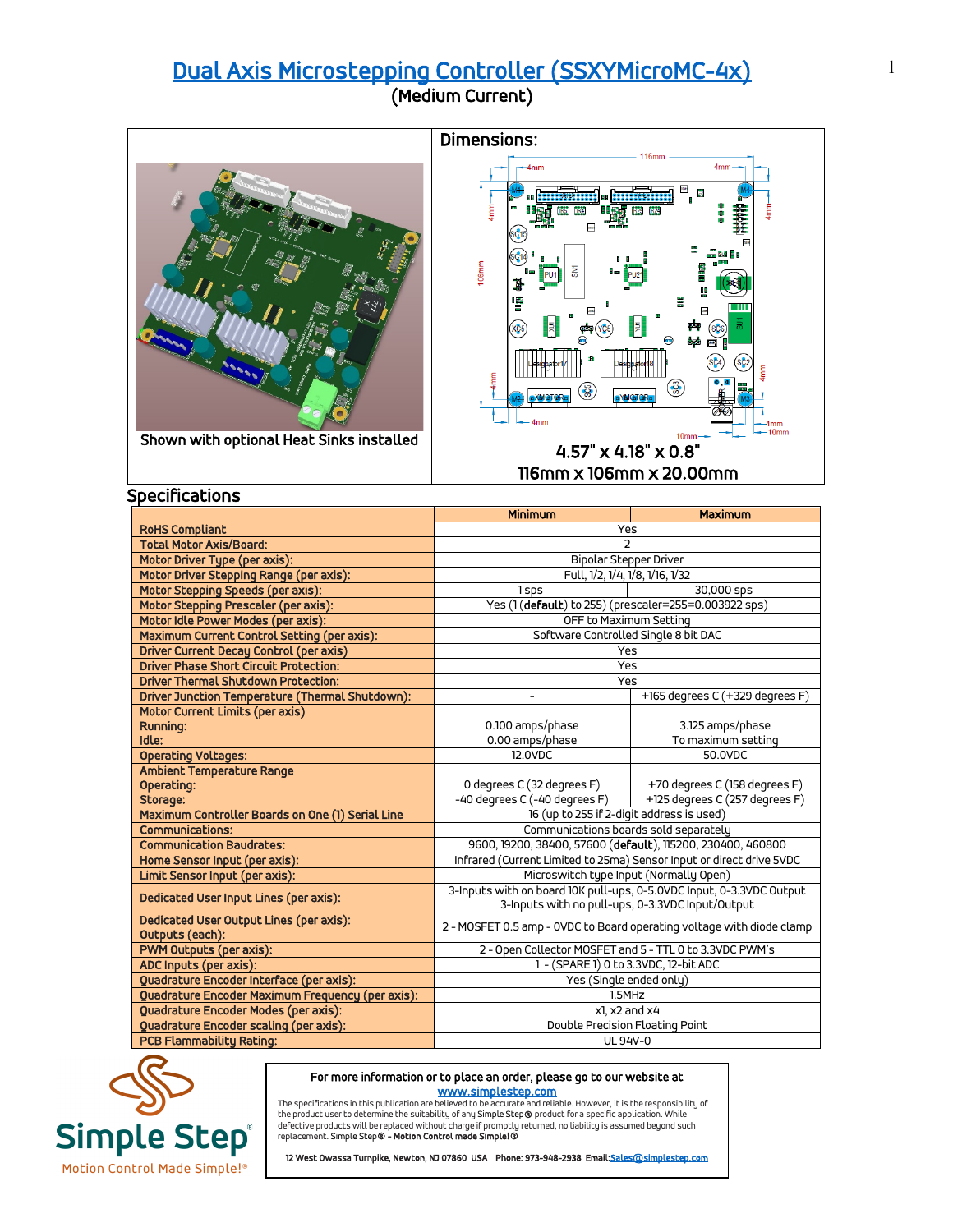# Dual Axis Microstepping Controller (SSXYMicroMC-4x)

(Medium Current)

Shown with optional Heat Sinks installed

**Dimensions:**

4.57" x 4.18" x 0.8"

116mm x 106mm x 20.00mm

## Specifications

| | Minimum | Maximum |
|---|---|---|
| RoHS Compliant | Yes | |
| Total Motor Axis/Board: | 2 | |
| Motor Driver Type (per axis): | Bipolar Stepper Driver | |
| Motor Driver Stepping Range (per axis): | Full, 1/2, 1/4, 1/8, 1/16, 1/32 | |
| Motor Stepping Speeds (per axis): | 1 sps | 30,000 sps |
| Motor Stepping Prescaler (per axis): | Yes (1 (**default**) to 255) (prescaler=255=0.003922 sps) | |
| Motor Idle Power Modes (per axis): | OFF to Maximum Setting | |
| Maximum Current Control Setting (per axis): | Software Controlled Single 8 bit DAC | |
| Driver Current Decay Control (per axis) | Yes | |
| Driver Phase Short Circuit Protection: | Yes | |
| Driver Thermal Shutdown Protection: | Yes | |
| Driver Junction Temperature (Thermal Shutdown): | - | +165 degrees C (+329 degrees F) |
| Motor Current Limits (per axis)<br>Running:<br>Idle: | <br>0.100 amps/phase<br>0.00 amps/phase | <br>3.125 amps/phase<br>To maximum setting |
| Operating Voltages: | 12.0VDC | 50.0VDC |
| Ambient Temperature Range<br>Operating:<br>Storage: | <br>0 degrees C (32 degrees F)<br>-40 degrees C (-40 degrees F) | <br>+70 degrees C (158 degrees F)<br>+125 degrees C (257 degrees F) |
| Maximum Controller Boards on One (1) Serial Line | 16 (up to 255 if 2-digit address is used) | |
| Communications: | Communications boards sold separately | |
| Communication Baudrates: | 9600, 19200, 38400, 57600 (**default**), 115200, 230400, 460800 | |
| Home Sensor Input (per axis): | Infrared (Current Limited to 25ma) Sensor Input or direct drive 5VDC | |
| Limit Sensor Input (per axis): | Microswitch type Input (Normally Open) | |
| Dedicated User Input Lines (per axis): | 3-Inputs with on board 10K pull-ups, 0-5.0VDC Input, 0-3.3VDC Output<br>3-Inputs with no pull-ups, 0-3.3VDC Input/Output | |
| Dedicated User Output Lines (per axis):<br>Outputs (each): | 2 - MOSFET 0.5 amp - 0VDC to Board operating voltage with diode clamp | |
| PWM Outputs (per axis): | 2 - Open Collector MOSFET and 5 - TTL 0 to 3.3VDC PWM's | |
| ADC Inputs (per axis): | 1 - (SPARE 1) 0 to 3.3VDC, 12-bit ADC | |
| Quadrature Encoder Interface (per axis): | Yes (Single ended only) | |
| Quadrature Encoder Maximum Frequency (per axis): | 1.5MHz | |
| Quadrature Encoder Modes (per axis): | x1, x2 and x4 | |
| Quadrature Encoder scaling (per axis): | Double Precision Floating Point | |
| PCB Flammability Rating: | UL 94V-0 | |

Simple Step® Motion Control Made Simple!®

For more information or to place an order, please go to our website at
www.simplestep.com

The specifications in this publication are believed to be accurate and reliable. However, it is the responsibility of the product user to determine the suitability of any Simple Step® product for a specific application. While defective products will be replaced without charge if promptly returned, no liability is assumed beyond such replacement. Simple Step® - Motion Control made Simple!®

12 West Owassa Turnpike, Newton, NJ 07860 USA Phone: 973-948-2938 Email: Sales@simplestep.com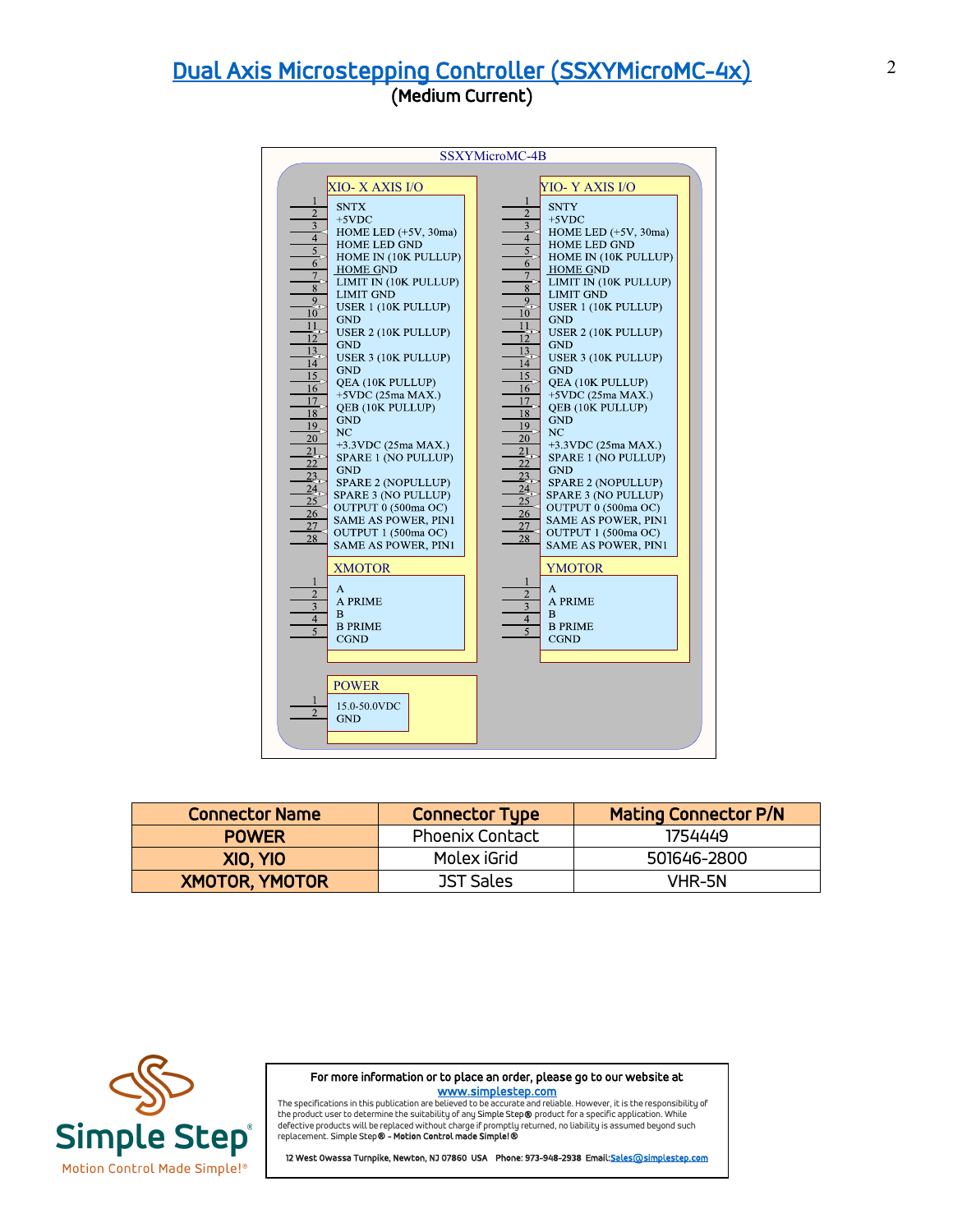# Dual Axis Microstepping Controller (SSXYMicroMC-4x)

**(Medium Current)**

SSXYMicroMC-4B

XIO- X AXIS I/O

1 SNTX
2 +5VDC
3 HOME LED (+5V, 30ma)
4 HOME LED GND
5 HOME IN (10K PULLUP)
6 HOME GND
7 LIMIT IN (10K PULLUP)
8 LIMIT GND
9 USER 1 (10K PULLUP)
10 GND
11 USER 2 (10K PULLUP)
12 GND
13 USER 3 (10K PULLUP)
14 GND
15 QEA (10K PULLUP)
16 +5VDC (25ma MAX.)
17 QEB (10K PULLUP)
18 GND
19 NC
20 +3.3VDC (25ma MAX.)
21 SPARE 1 (NO PULLUP)
22 GND
23 SPARE 2 (NOPULLUP)
24 SPARE 3 (NO PULLUP)
25 OUTPUT 0 (500ma OC)
26 SAME AS POWER, PIN1
27 OUTPUT 1 (500ma OC)
28 SAME AS POWER, PIN1

YIO- Y AXIS I/O

1 SNTY
2 +5VDC
3 HOME LED (+5V, 30ma)
4 HOME LED GND
5 HOME IN (10K PULLUP)
6 HOME GND
7 LIMIT IN (10K PULLUP)
8 LIMIT GND
9 USER 1 (10K PULLUP)
10 GND
11 USER 2 (10K PULLUP)
12 GND
13 USER 3 (10K PULLUP)
14 GND
15 QEA (10K PULLUP)
16 +5VDC (25ma MAX.)
17 QEB (10K PULLUP)
18 GND
19 NC
20 +3.3VDC (25ma MAX.)
21 SPARE 1 (NO PULLUP)
22 GND
23 SPARE 2 (NOPULLUP)
24 SPARE 3 (NO PULLUP)
25 OUTPUT 0 (500ma OC)
26 SAME AS POWER, PIN1
27 OUTPUT 1 (500ma OC)
28 SAME AS POWER, PIN1

XMOTOR

1 A
2 A PRIME
3 B
4 B PRIME
5 CGND

YMOTOR

1 A
2 A PRIME
3 B
4 B PRIME
5 CGND

POWER

1 15.0-50.0VDC
2 GND

| Connector Name | Connector Type | Mating Connector P/N |
|---|---|---|
| **POWER** | Phoenix Contact | 1754449 |
| **XIO, YIO** | Molex iGrid | 501646-2800 |
| **XMOTOR, YMOTOR** | JST Sales | VHR-5N |

Simple Step®
Motion Control Made Simple!®

For more information or to place an order, please go to our website at
www.simplestep.com

The specifications in this publication are believed to be accurate and reliable. However, it is the responsibility of the product user to determine the suitability of any Simple Step® product for a specific application. While defective products will be replaced without charge if promptly returned, no liability is assumed beyond such replacement. Simple Step® - **Motion Control made Simple!®**

12 West Owassa Turnpike, Newton, NJ 07860 USA Phone: 973-948-2938 Email:Sales@simplestep.com